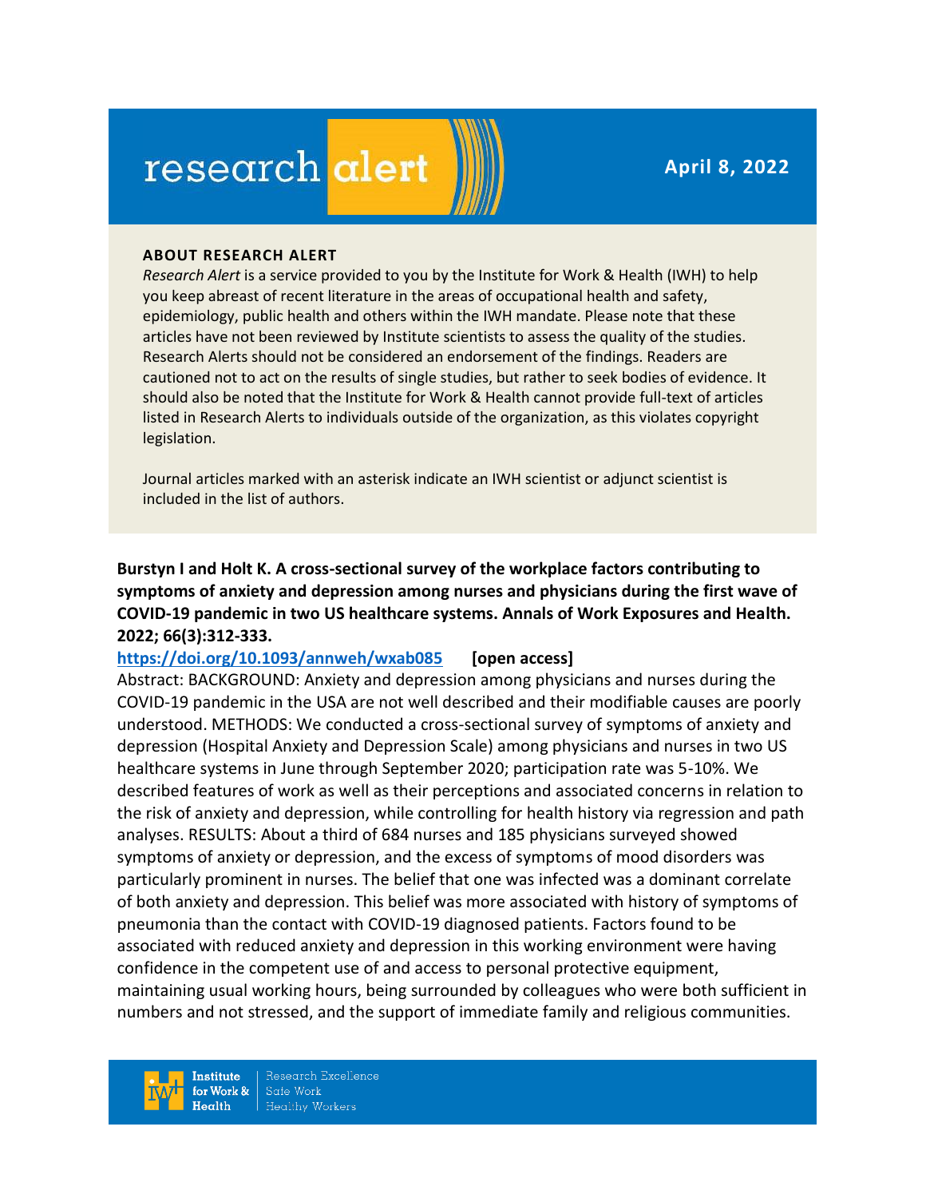# research alert

**April 8, 2022**

**ABOUT RESEARCH ALERT**

*Research Alert* is a service provided to you by the Institute for Work & Health (IWH) to help you keep abreast of recent literature in the areas of occupational health and safety, epidemiology, public health and others within the IWH mandate. Please note that these articles have not been reviewed by Institute scientists to assess the quality of the studies. Research Alerts should not be considered an endorsement of the findings. Readers are cautioned not to act on the results of single studies, but rather to seek bodies of evidence. It should also be noted that the Institute for Work & Health cannot provide full-text of articles listed in Research Alerts to individuals outside of the organization, as this violates copyright legislation.

Journal articles marked with an asterisk indicate an IWH scientist or adjunct scientist is included in the list of authors.

**Burstyn I and Holt K. A cross-sectional survey of the workplace factors contributing to symptoms of anxiety and depression among nurses and physicians during the first wave of COVID-19 pandemic in two US healthcare systems. Annals of Work Exposures and Health. 2022; 66(3):312-333.**

**https://doi.org/10.1093/annweh/wxab085 [open access]**

Abstract: BACKGROUND: Anxiety and depression among physicians and nurses during the COVID-19 pandemic in the USA are not well described and their modifiable causes are poorly understood. METHODS: We conducted a cross-sectional survey of symptoms of anxiety and depression (Hospital Anxiety and Depression Scale) among physicians and nurses in two US healthcare systems in June through September 2020; participation rate was 5-10%. We described features of work as well as their perceptions and associated concerns in relation to the risk of anxiety and depression, while controlling for health history via regression and path analyses. RESULTS: About a third of 684 nurses and 185 physicians surveyed showed symptoms of anxiety or depression, and the excess of symptoms of mood disorders was particularly prominent in nurses. The belief that one was infected was a dominant correlate of both anxiety and depression. This belief was more associated with history of symptoms of pneumonia than the contact with COVID-19 diagnosed patients. Factors found to be associated with reduced anxiety and depression in this working environment were having confidence in the competent use of and access to personal protective equipment, maintaining usual working hours, being surrounded by colleagues who were both sufficient in numbers and not stressed, and the support of immediate family and religious communities.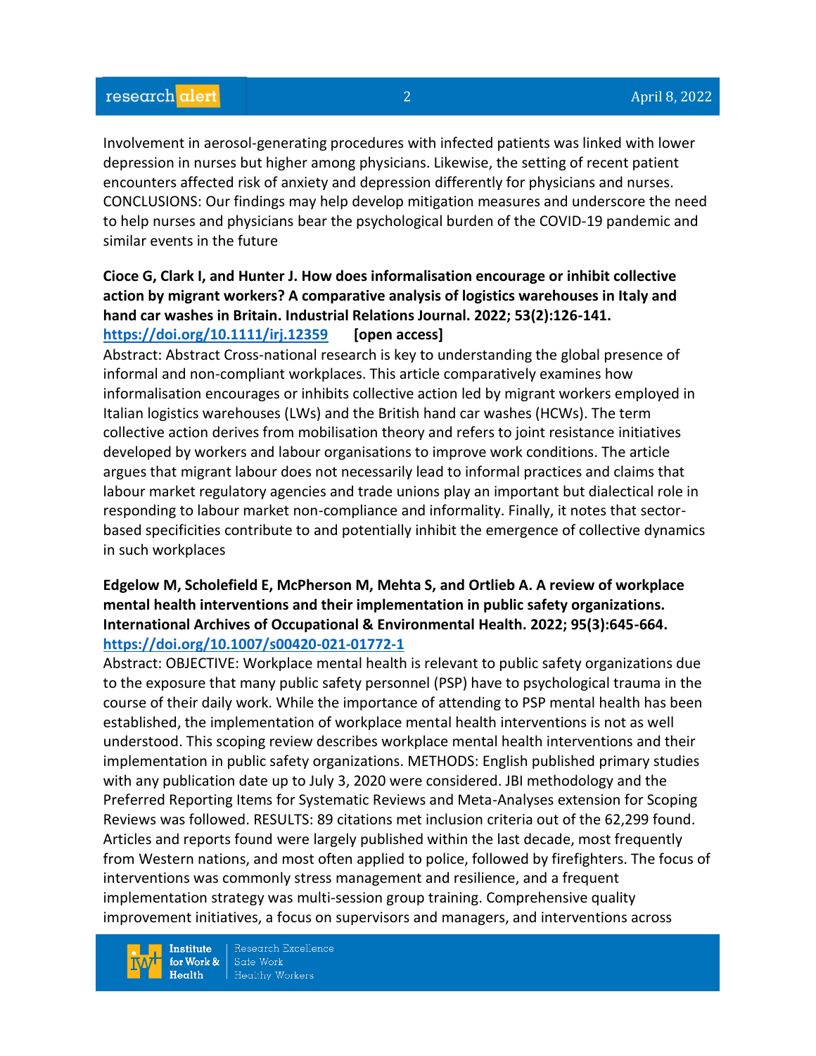Involvement in aerosol-generating procedures with infected patients was linked with lower depression in nurses but higher among physicians. Likewise, the setting of recent patient encounters affected risk of anxiety and depression differently for physicians and nurses. CONCLUSIONS: Our findings may help develop mitigation measures and underscore the need to help nurses and physicians bear the psychological burden of the COVID-19 pandemic and similar events in the future

**Cioce G, Clark I, and Hunter J. How does informalisation encourage or inhibit collective action by migrant workers? A comparative analysis of logistics warehouses in Italy and hand car washes in Britain. Industrial Relations Journal. 2022; 53(2):126-141.**
**https://doi.org/10.1111/irj.12359** **[open access]**
Abstract: Abstract Cross-national research is key to understanding the global presence of informal and non-compliant workplaces. This article comparatively examines how informalisation encourages or inhibits collective action led by migrant workers employed in Italian logistics warehouses (LWs) and the British hand car washes (HCWs). The term collective action derives from mobilisation theory and refers to joint resistance initiatives developed by workers and labour organisations to improve work conditions. The article argues that migrant labour does not necessarily lead to informal practices and claims that labour market regulatory agencies and trade unions play an important but dialectical role in responding to labour market non-compliance and informality. Finally, it notes that sector-based specificities contribute to and potentially inhibit the emergence of collective dynamics in such workplaces

**Edgelow M, Scholefield E, McPherson M, Mehta S, and Ortlieb A. A review of workplace mental health interventions and their implementation in public safety organizations. International Archives of Occupational & Environmental Health. 2022; 95(3):645-664.**
**https://doi.org/10.1007/s00420-021-01772-1**
Abstract: OBJECTIVE: Workplace mental health is relevant to public safety organizations due to the exposure that many public safety personnel (PSP) have to psychological trauma in the course of their daily work. While the importance of attending to PSP mental health has been established, the implementation of workplace mental health interventions is not as well understood. This scoping review describes workplace mental health interventions and their implementation in public safety organizations. METHODS: English published primary studies with any publication date up to July 3, 2020 were considered. JBI methodology and the Preferred Reporting Items for Systematic Reviews and Meta-Analyses extension for Scoping Reviews was followed. RESULTS: 89 citations met inclusion criteria out of the 62,299 found. Articles and reports found were largely published within the last decade, most frequently from Western nations, and most often applied to police, followed by firefighters. The focus of interventions was commonly stress management and resilience, and a frequent implementation strategy was multi-session group training. Comprehensive quality improvement initiatives, a focus on supervisors and managers, and interventions across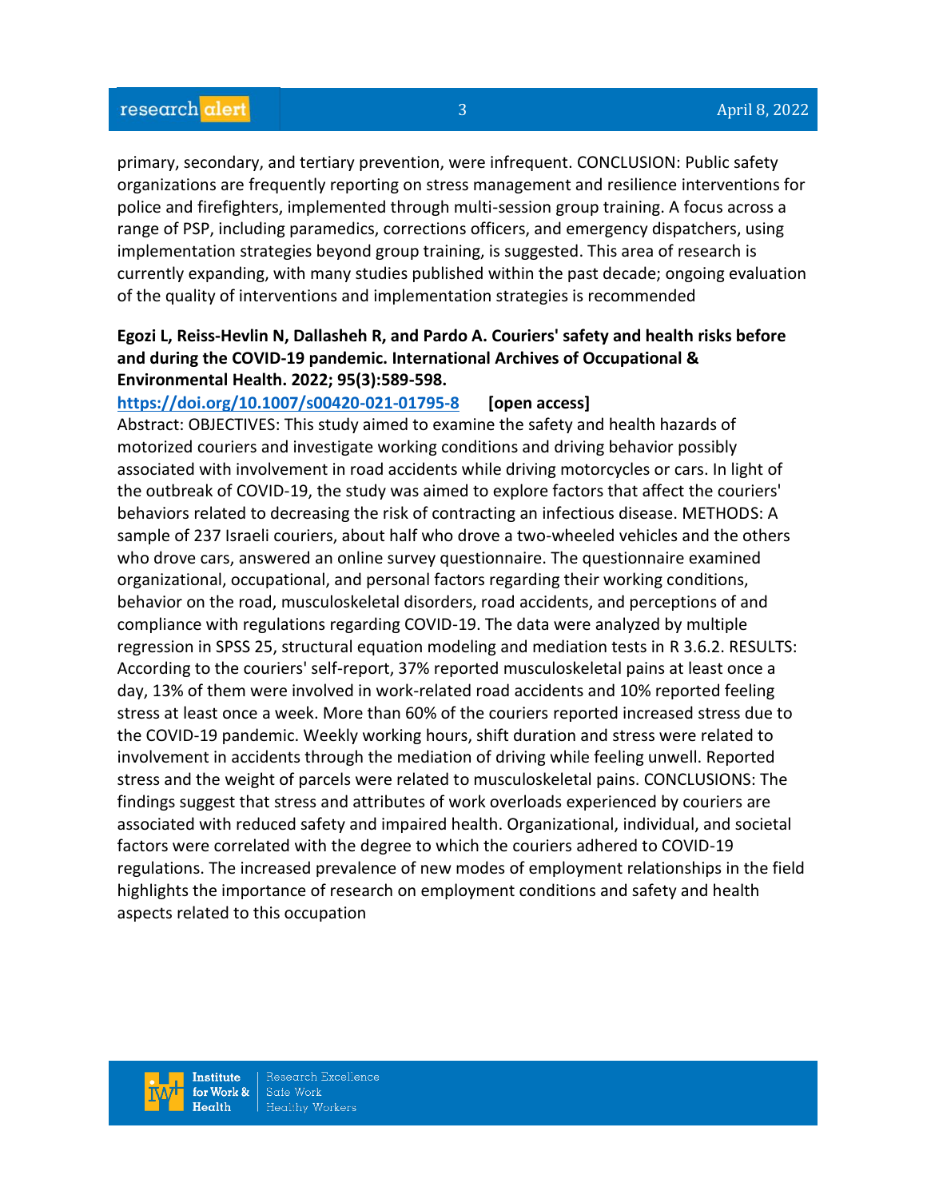primary, secondary, and tertiary prevention, were infrequent. CONCLUSION: Public safety organizations are frequently reporting on stress management and resilience interventions for police and firefighters, implemented through multi-session group training. A focus across a range of PSP, including paramedics, corrections officers, and emergency dispatchers, using implementation strategies beyond group training, is suggested. This area of research is currently expanding, with many studies published within the past decade; ongoing evaluation of the quality of interventions and implementation strategies is recommended

**Egozi L, Reiss-Hevlin N, Dallasheh R, and Pardo A. Couriers' safety and health risks before and during the COVID-19 pandemic. International Archives of Occupational & Environmental Health. 2022; 95(3):589-598.**

https://doi.org/10.1007/s00420-021-01795-8 **[open access]**

Abstract: OBJECTIVES: This study aimed to examine the safety and health hazards of motorized couriers and investigate working conditions and driving behavior possibly associated with involvement in road accidents while driving motorcycles or cars. In light of the outbreak of COVID-19, the study was aimed to explore factors that affect the couriers' behaviors related to decreasing the risk of contracting an infectious disease. METHODS: A sample of 237 Israeli couriers, about half who drove a two-wheeled vehicles and the others who drove cars, answered an online survey questionnaire. The questionnaire examined organizational, occupational, and personal factors regarding their working conditions, behavior on the road, musculoskeletal disorders, road accidents, and perceptions of and compliance with regulations regarding COVID-19. The data were analyzed by multiple regression in SPSS 25, structural equation modeling and mediation tests in R 3.6.2. RESULTS: According to the couriers' self-report, 37% reported musculoskeletal pains at least once a day, 13% of them were involved in work-related road accidents and 10% reported feeling stress at least once a week. More than 60% of the couriers reported increased stress due to the COVID-19 pandemic. Weekly working hours, shift duration and stress were related to involvement in accidents through the mediation of driving while feeling unwell. Reported stress and the weight of parcels were related to musculoskeletal pains. CONCLUSIONS: The findings suggest that stress and attributes of work overloads experienced by couriers are associated with reduced safety and impaired health. Organizational, individual, and societal factors were correlated with the degree to which the couriers adhered to COVID-19 regulations. The increased prevalence of new modes of employment relationships in the field highlights the importance of research on employment conditions and safety and health aspects related to this occupation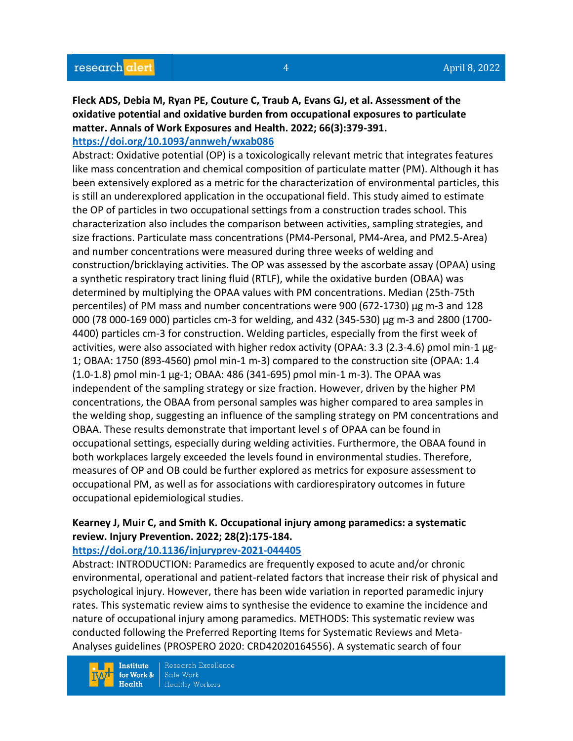**Fleck ADS, Debia M, Ryan PE, Couture C, Traub A, Evans GJ, et al. Assessment of the oxidative potential and oxidative burden from occupational exposures to particulate matter. Annals of Work Exposures and Health. 2022; 66(3):379-391.**
**https://doi.org/10.1093/annweh/wxab086**

Abstract: Oxidative potential (OP) is a toxicologically relevant metric that integrates features like mass concentration and chemical composition of particulate matter (PM). Although it has been extensively explored as a metric for the characterization of environmental particles, this is still an underexplored application in the occupational field. This study aimed to estimate the OP of particles in two occupational settings from a construction trades school. This characterization also includes the comparison between activities, sampling strategies, and size fractions. Particulate mass concentrations (PM4-Personal, PM4-Area, and PM2.5-Area) and number concentrations were measured during three weeks of welding and construction/bricklaying activities. The OP was assessed by the ascorbate assay (OPAA) using a synthetic respiratory tract lining fluid (RTLF), while the oxidative burden (OBAA) was determined by multiplying the OPAA values with PM concentrations. Median (25th-75th percentiles) of PM mass and number concentrations were 900 (672-1730) μg m-3 and 128 000 (78 000-169 000) particles cm-3 for welding, and 432 (345-530) μg m-3 and 2800 (1700-4400) particles cm-3 for construction. Welding particles, especially from the first week of activities, were also associated with higher redox activity (OPAA: 3.3 (2.3-4.6) ρmol min-1 μg-1; OBAA: 1750 (893-4560) ρmol min-1 m-3) compared to the construction site (OPAA: 1.4 (1.0-1.8) ρmol min-1 μg-1; OBAA: 486 (341-695) ρmol min-1 m-3). The OPAA was independent of the sampling strategy or size fraction. However, driven by the higher PM concentrations, the OBAA from personal samples was higher compared to area samples in the welding shop, suggesting an influence of the sampling strategy on PM concentrations and OBAA. These results demonstrate that important level s of OPAA can be found in occupational settings, especially during welding activities. Furthermore, the OBAA found in both workplaces largely exceeded the levels found in environmental studies. Therefore, measures of OP and OB could be further explored as metrics for exposure assessment to occupational PM, as well as for associations with cardiorespiratory outcomes in future occupational epidemiological studies.

**Kearney J, Muir C, and Smith K. Occupational injury among paramedics: a systematic review. Injury Prevention. 2022; 28(2):175-184.**
**https://doi.org/10.1136/injuryprev-2021-044405**

Abstract: INTRODUCTION: Paramedics are frequently exposed to acute and/or chronic environmental, operational and patient-related factors that increase their risk of physical and psychological injury. However, there has been wide variation in reported paramedic injury rates. This systematic review aims to synthesise the evidence to examine the incidence and nature of occupational injury among paramedics. METHODS: This systematic review was conducted following the Preferred Reporting Items for Systematic Reviews and Meta-Analyses guidelines (PROSPERO 2020: CRD42020164556). A systematic search of four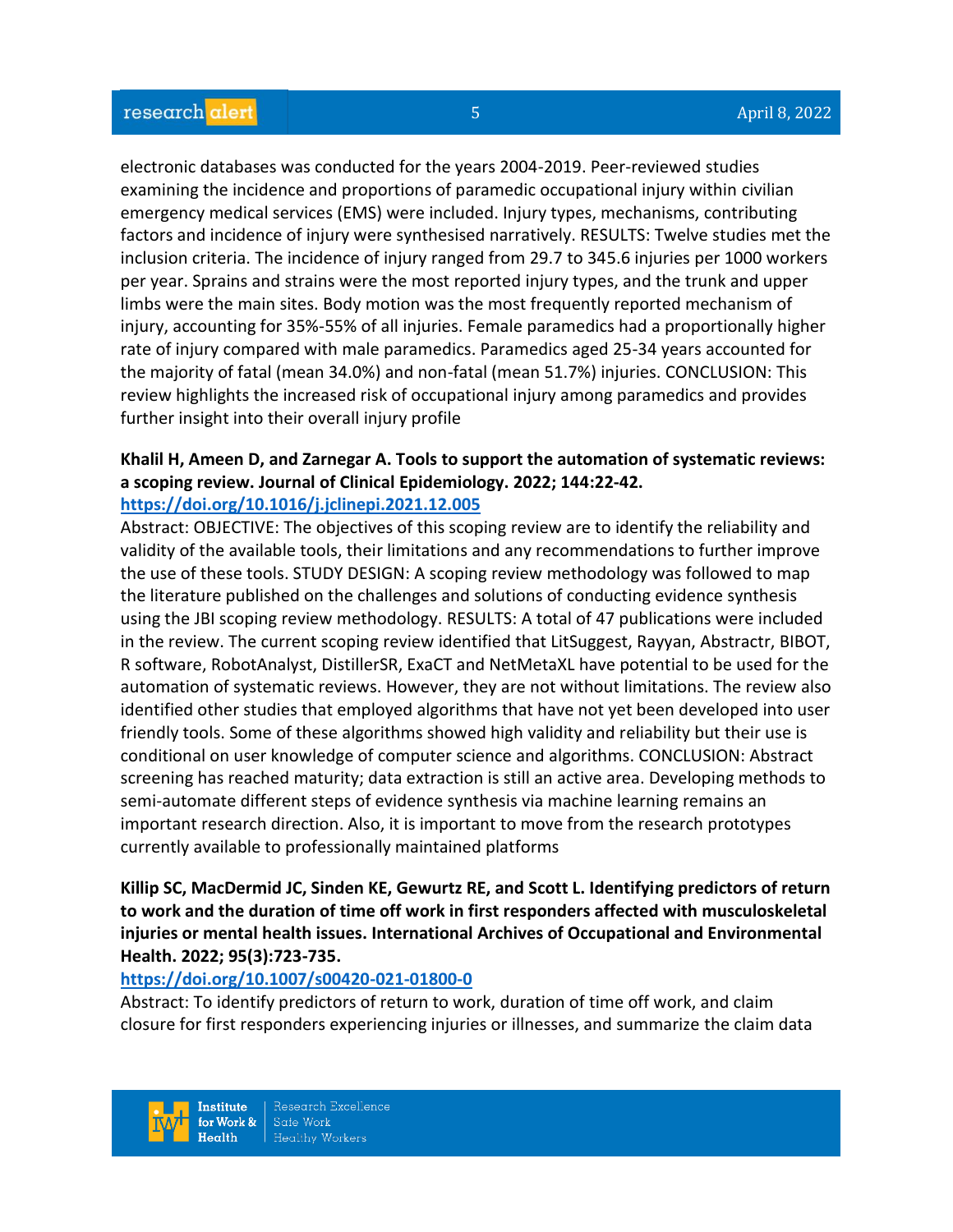electronic databases was conducted for the years 2004-2019. Peer-reviewed studies examining the incidence and proportions of paramedic occupational injury within civilian emergency medical services (EMS) were included. Injury types, mechanisms, contributing factors and incidence of injury were synthesised narratively. RESULTS: Twelve studies met the inclusion criteria. The incidence of injury ranged from 29.7 to 345.6 injuries per 1000 workers per year. Sprains and strains were the most reported injury types, and the trunk and upper limbs were the main sites. Body motion was the most frequently reported mechanism of injury, accounting for 35%-55% of all injuries. Female paramedics had a proportionally higher rate of injury compared with male paramedics. Paramedics aged 25-34 years accounted for the majority of fatal (mean 34.0%) and non-fatal (mean 51.7%) injuries. CONCLUSION: This review highlights the increased risk of occupational injury among paramedics and provides further insight into their overall injury profile

**Khalil H, Ameen D, and Zarnegar A. Tools to support the automation of systematic reviews: a scoping review. Journal of Clinical Epidemiology. 2022; 144:22-42.**
**https://doi.org/10.1016/j.jclinepi.2021.12.005**
Abstract: OBJECTIVE: The objectives of this scoping review are to identify the reliability and validity of the available tools, their limitations and any recommendations to further improve the use of these tools. STUDY DESIGN: A scoping review methodology was followed to map the literature published on the challenges and solutions of conducting evidence synthesis using the JBI scoping review methodology. RESULTS: A total of 47 publications were included in the review. The current scoping review identified that LitSuggest, Rayyan, Abstractr, BIBOT, R software, RobotAnalyst, DistillerSR, ExaCT and NetMetaXL have potential to be used for the automation of systematic reviews. However, they are not without limitations. The review also identified other studies that employed algorithms that have not yet been developed into user friendly tools. Some of these algorithms showed high validity and reliability but their use is conditional on user knowledge of computer science and algorithms. CONCLUSION: Abstract screening has reached maturity; data extraction is still an active area. Developing methods to semi-automate different steps of evidence synthesis via machine learning remains an important research direction. Also, it is important to move from the research prototypes currently available to professionally maintained platforms

**Killip SC, MacDermid JC, Sinden KE, Gewurtz RE, and Scott L. Identifying predictors of return to work and the duration of time off work in first responders affected with musculoskeletal injuries or mental health issues. International Archives of Occupational and Environmental Health. 2022; 95(3):723-735.**
**https://doi.org/10.1007/s00420-021-01800-0**
Abstract: To identify predictors of return to work, duration of time off work, and claim closure for first responders experiencing injuries or illnesses, and summarize the claim data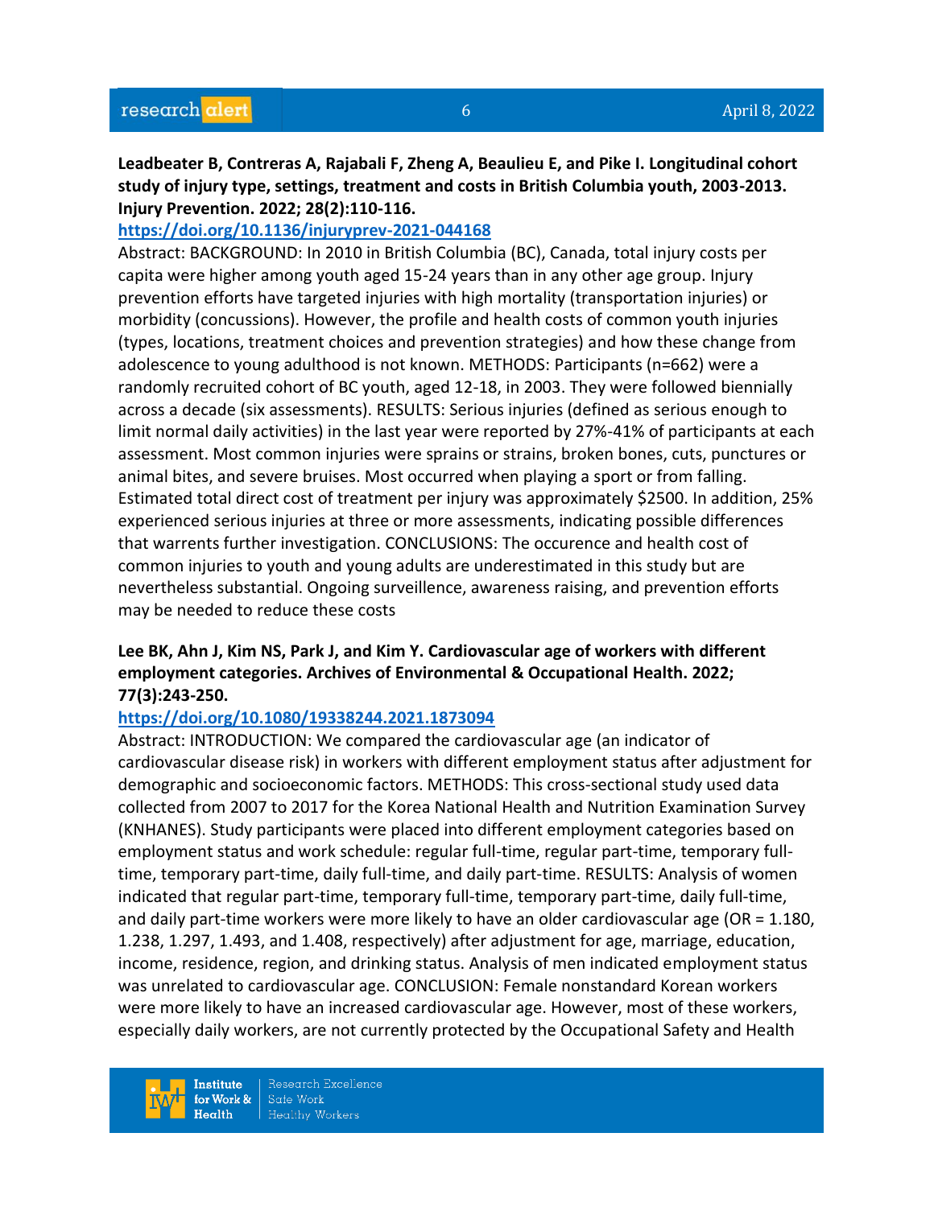**Leadbeater B, Contreras A, Rajabali F, Zheng A, Beaulieu E, and Pike I. Longitudinal cohort study of injury type, settings, treatment and costs in British Columbia youth, 2003-2013. Injury Prevention. 2022; 28(2):110-116.**

https://doi.org/10.1136/injuryprev-2021-044168

Abstract: BACKGROUND: In 2010 in British Columbia (BC), Canada, total injury costs per capita were higher among youth aged 15-24 years than in any other age group. Injury prevention efforts have targeted injuries with high mortality (transportation injuries) or morbidity (concussions). However, the profile and health costs of common youth injuries (types, locations, treatment choices and prevention strategies) and how these change from adolescence to young adulthood is not known. METHODS: Participants (n=662) were a randomly recruited cohort of BC youth, aged 12-18, in 2003. They were followed biennially across a decade (six assessments). RESULTS: Serious injuries (defined as serious enough to limit normal daily activities) in the last year were reported by 27%-41% of participants at each assessment. Most common injuries were sprains or strains, broken bones, cuts, punctures or animal bites, and severe bruises. Most occurred when playing a sport or from falling. Estimated total direct cost of treatment per injury was approximately $2500. In addition, 25% experienced serious injuries at three or more assessments, indicating possible differences that warrents further investigation. CONCLUSIONS: The occurence and health cost of common injuries to youth and young adults are underestimated in this study but are nevertheless substantial. Ongoing surveillence, awareness raising, and prevention efforts may be needed to reduce these costs

**Lee BK, Ahn J, Kim NS, Park J, and Kim Y. Cardiovascular age of workers with different employment categories. Archives of Environmental & Occupational Health. 2022; 77(3):243-250.**

https://doi.org/10.1080/19338244.2021.1873094

Abstract: INTRODUCTION: We compared the cardiovascular age (an indicator of cardiovascular disease risk) in workers with different employment status after adjustment for demographic and socioeconomic factors. METHODS: This cross-sectional study used data collected from 2007 to 2017 for the Korea National Health and Nutrition Examination Survey (KNHANES). Study participants were placed into different employment categories based on employment status and work schedule: regular full-time, regular part-time, temporary full-time, temporary part-time, daily full-time, and daily part-time. RESULTS: Analysis of women indicated that regular part-time, temporary full-time, temporary part-time, daily full-time, and daily part-time workers were more likely to have an older cardiovascular age (OR = 1.180, 1.238, 1.297, 1.493, and 1.408, respectively) after adjustment for age, marriage, education, income, residence, region, and drinking status. Analysis of men indicated employment status was unrelated to cardiovascular age. CONCLUSION: Female nonstandard Korean workers were more likely to have an increased cardiovascular age. However, most of these workers, especially daily workers, are not currently protected by the Occupational Safety and Health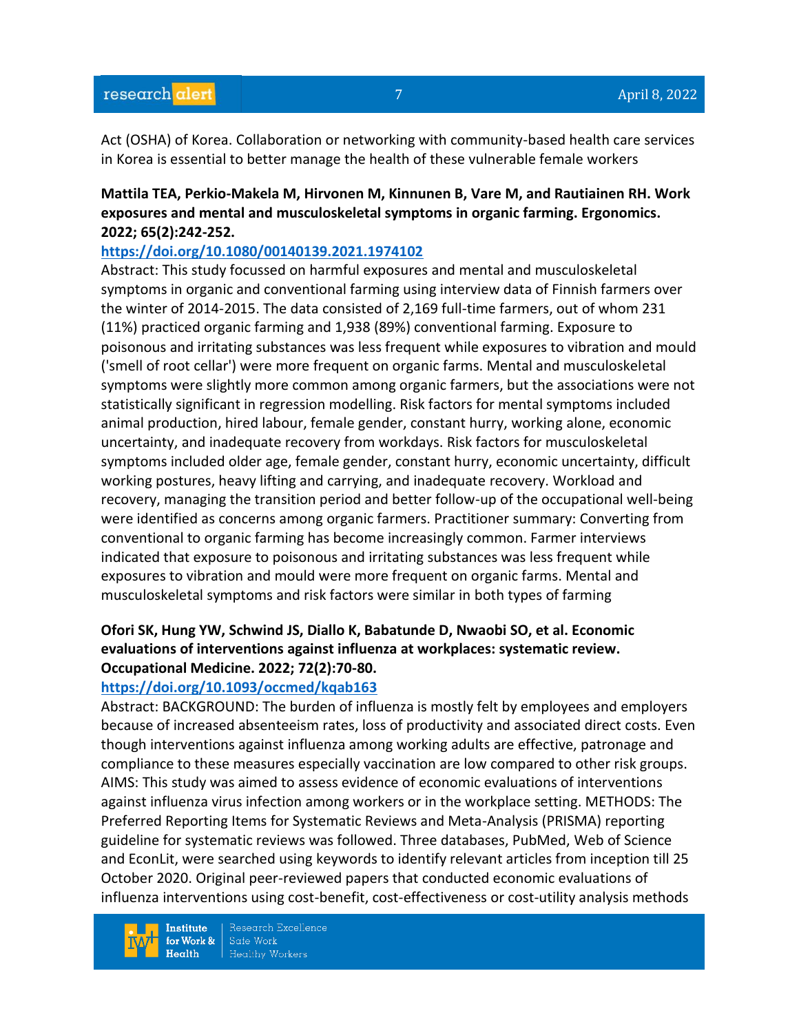Act (OSHA) of Korea. Collaboration or networking with community-based health care services in Korea is essential to better manage the health of these vulnerable female workers

**Mattila TEA, Perkio-Makela M, Hirvonen M, Kinnunen B, Vare M, and Rautiainen RH. Work exposures and mental and musculoskeletal symptoms in organic farming. Ergonomics. 2022; 65(2):242-252.**

**https://doi.org/10.1080/00140139.2021.1974102**

Abstract: This study focussed on harmful exposures and mental and musculoskeletal symptoms in organic and conventional farming using interview data of Finnish farmers over the winter of 2014-2015. The data consisted of 2,169 full-time farmers, out of whom 231 (11%) practiced organic farming and 1,938 (89%) conventional farming. Exposure to poisonous and irritating substances was less frequent while exposures to vibration and mould ('smell of root cellar') were more frequent on organic farms. Mental and musculoskeletal symptoms were slightly more common among organic farmers, but the associations were not statistically significant in regression modelling. Risk factors for mental symptoms included animal production, hired labour, female gender, constant hurry, working alone, economic uncertainty, and inadequate recovery from workdays. Risk factors for musculoskeletal symptoms included older age, female gender, constant hurry, economic uncertainty, difficult working postures, heavy lifting and carrying, and inadequate recovery. Workload and recovery, managing the transition period and better follow-up of the occupational well-being were identified as concerns among organic farmers. Practitioner summary: Converting from conventional to organic farming has become increasingly common. Farmer interviews indicated that exposure to poisonous and irritating substances was less frequent while exposures to vibration and mould were more frequent on organic farms. Mental and musculoskeletal symptoms and risk factors were similar in both types of farming

**Ofori SK, Hung YW, Schwind JS, Diallo K, Babatunde D, Nwaobi SO, et al. Economic evaluations of interventions against influenza at workplaces: systematic review. Occupational Medicine. 2022; 72(2):70-80.**

**https://doi.org/10.1093/occmed/kqab163**

Abstract: BACKGROUND: The burden of influenza is mostly felt by employees and employers because of increased absenteeism rates, loss of productivity and associated direct costs. Even though interventions against influenza among working adults are effective, patronage and compliance to these measures especially vaccination are low compared to other risk groups. AIMS: This study was aimed to assess evidence of economic evaluations of interventions against influenza virus infection among workers or in the workplace setting. METHODS: The Preferred Reporting Items for Systematic Reviews and Meta-Analysis (PRISMA) reporting guideline for systematic reviews was followed. Three databases, PubMed, Web of Science and EconLit, were searched using keywords to identify relevant articles from inception till 25 October 2020. Original peer-reviewed papers that conducted economic evaluations of influenza interventions using cost-benefit, cost-effectiveness or cost-utility analysis methods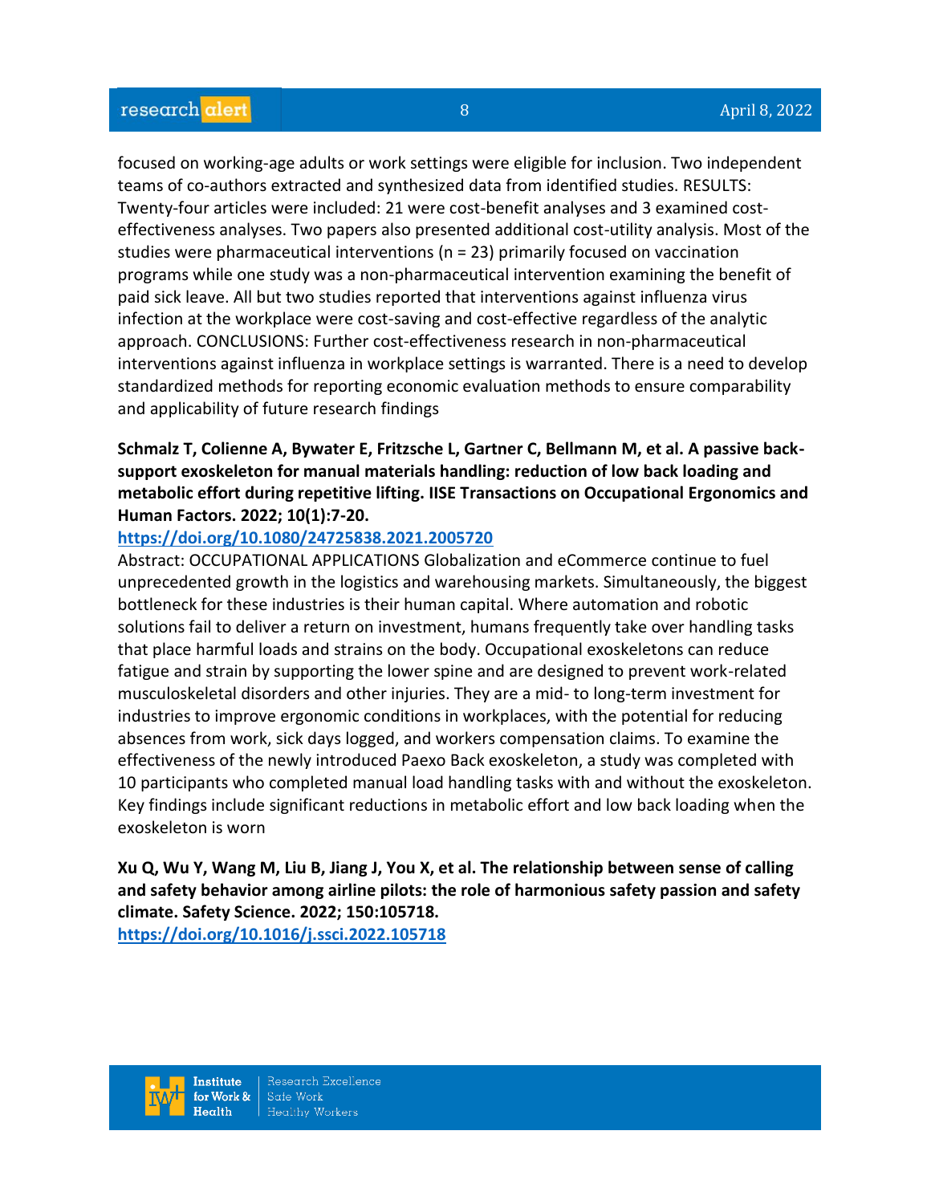focused on working-age adults or work settings were eligible for inclusion. Two independent teams of co-authors extracted and synthesized data from identified studies. RESULTS: Twenty-four articles were included: 21 were cost-benefit analyses and 3 examined cost-effectiveness analyses. Two papers also presented additional cost-utility analysis. Most of the studies were pharmaceutical interventions (n = 23) primarily focused on vaccination programs while one study was a non-pharmaceutical intervention examining the benefit of paid sick leave. All but two studies reported that interventions against influenza virus infection at the workplace were cost-saving and cost-effective regardless of the analytic approach. CONCLUSIONS: Further cost-effectiveness research in non-pharmaceutical interventions against influenza in workplace settings is warranted. There is a need to develop standardized methods for reporting economic evaluation methods to ensure comparability and applicability of future research findings

**Schmalz T, Colienne A, Bywater E, Fritzsche L, Gartner C, Bellmann M, et al. A passive back-support exoskeleton for manual materials handling: reduction of low back loading and metabolic effort during repetitive lifting. IISE Transactions on Occupational Ergonomics and Human Factors. 2022; 10(1):7-20.**

**https://doi.org/10.1080/24725838.2021.2005720**

Abstract: OCCUPATIONAL APPLICATIONS Globalization and eCommerce continue to fuel unprecedented growth in the logistics and warehousing markets. Simultaneously, the biggest bottleneck for these industries is their human capital. Where automation and robotic solutions fail to deliver a return on investment, humans frequently take over handling tasks that place harmful loads and strains on the body. Occupational exoskeletons can reduce fatigue and strain by supporting the lower spine and are designed to prevent work-related musculoskeletal disorders and other injuries. They are a mid- to long-term investment for industries to improve ergonomic conditions in workplaces, with the potential for reducing absences from work, sick days logged, and workers compensation claims. To examine the effectiveness of the newly introduced Paexo Back exoskeleton, a study was completed with 10 participants who completed manual load handling tasks with and without the exoskeleton. Key findings include significant reductions in metabolic effort and low back loading when the exoskeleton is worn

**Xu Q, Wu Y, Wang M, Liu B, Jiang J, You X, et al. The relationship between sense of calling and safety behavior among airline pilots: the role of harmonious safety passion and safety climate. Safety Science. 2022; 150:105718.**

**https://doi.org/10.1016/j.ssci.2022.105718**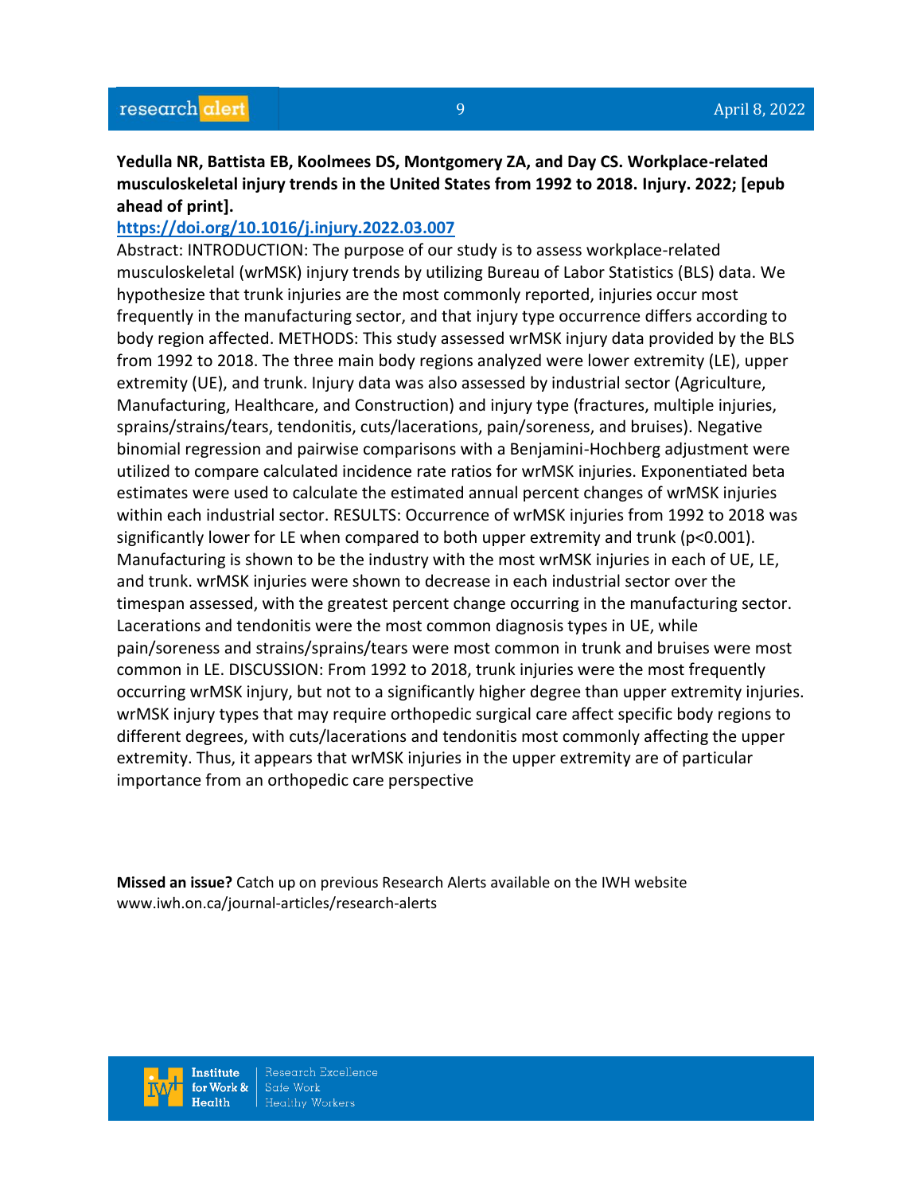**Yedulla NR, Battista EB, Koolmees DS, Montgomery ZA, and Day CS. Workplace-related musculoskeletal injury trends in the United States from 1992 to 2018. Injury. 2022; [epub ahead of print].**

https://doi.org/10.1016/j.injury.2022.03.007

Abstract: INTRODUCTION: The purpose of our study is to assess workplace-related musculoskeletal (wrMSK) injury trends by utilizing Bureau of Labor Statistics (BLS) data. We hypothesize that trunk injuries are the most commonly reported, injuries occur most frequently in the manufacturing sector, and that injury type occurrence differs according to body region affected. METHODS: This study assessed wrMSK injury data provided by the BLS from 1992 to 2018. The three main body regions analyzed were lower extremity (LE), upper extremity (UE), and trunk. Injury data was also assessed by industrial sector (Agriculture, Manufacturing, Healthcare, and Construction) and injury type (fractures, multiple injuries, sprains/strains/tears, tendonitis, cuts/lacerations, pain/soreness, and bruises). Negative binomial regression and pairwise comparisons with a Benjamini-Hochberg adjustment were utilized to compare calculated incidence rate ratios for wrMSK injuries. Exponentiated beta estimates were used to calculate the estimated annual percent changes of wrMSK injuries within each industrial sector. RESULTS: Occurrence of wrMSK injuries from 1992 to 2018 was significantly lower for LE when compared to both upper extremity and trunk ($p<0.001$). Manufacturing is shown to be the industry with the most wrMSK injuries in each of UE, LE, and trunk. wrMSK injuries were shown to decrease in each industrial sector over the timespan assessed, with the greatest percent change occurring in the manufacturing sector. Lacerations and tendonitis were the most common diagnosis types in UE, while pain/soreness and strains/sprains/tears were most common in trunk and bruises were most common in LE. DISCUSSION: From 1992 to 2018, trunk injuries were the most frequently occurring wrMSK injury, but not to a significantly higher degree than upper extremity injuries. wrMSK injury types that may require orthopedic surgical care affect specific body regions to different degrees, with cuts/lacerations and tendonitis most commonly affecting the upper extremity. Thus, it appears that wrMSK injuries in the upper extremity are of particular importance from an orthopedic care perspective

**Missed an issue?** Catch up on previous Research Alerts available on the IWH website www.iwh.on.ca/journal-articles/research-alerts